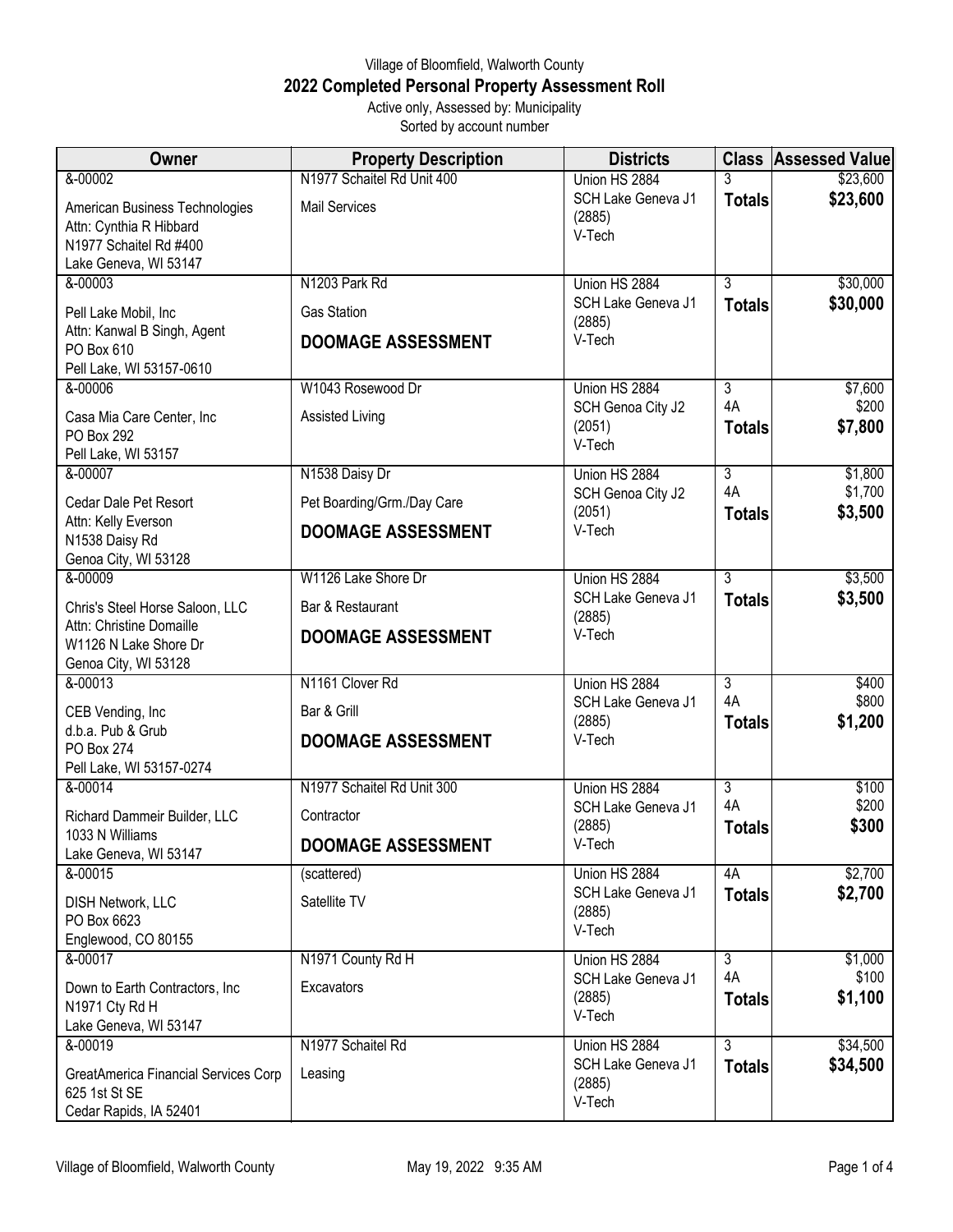Village of Bloomfield, Walworth County

## 2022 Completed Personal Property Assessment Roll

Active only, Assessed by: Municipality

Sorted by account number

| Owner | Property Description | Districts | Class | Assessed Value |
|---|---|---|---|---|
| &-00002<br>American Business Technologies<br>Attn: Cynthia R Hibbard<br>N1977 Schaitel Rd #400<br>Lake Geneva, WI 53147 | N1977 Schaitel Rd Unit 400<br>Mail Services | Union HS 2884<br>SCH Lake Geneva J1 (2885)<br>V-Tech | 3<br>**Totals** | $23,600<br>**$23,600** |
| &-00003<br>Pell Lake Mobil, Inc<br>Attn: Kanwal B Singh, Agent<br>PO Box 610<br>Pell Lake, WI 53157-0610 | N1203 Park Rd<br>Gas Station<br>**DOOMAGE ASSESSMENT** | Union HS 2884<br>SCH Lake Geneva J1 (2885)<br>V-Tech | 3<br>**Totals** | $30,000<br>**$30,000** |
| &-00006<br>Casa Mia Care Center, Inc<br>PO Box 292<br>Pell Lake, WI 53157 | W1043 Rosewood Dr<br>Assisted Living | Union HS 2884<br>SCH Genoa City J2 (2051)<br>V-Tech | 3<br>4A<br>**Totals** | $7,600<br>$200<br>**$7,800** |
| &-00007<br>Cedar Dale Pet Resort<br>Attn: Kelly Everson<br>N1538 Daisy Rd<br>Genoa City, WI 53128 | N1538 Daisy Dr<br>Pet Boarding/Grm./Day Care<br>**DOOMAGE ASSESSMENT** | Union HS 2884<br>SCH Genoa City J2 (2051)<br>V-Tech | 3<br>4A<br>**Totals** | $1,800<br>$1,700<br>**$3,500** |
| &-00009<br>Chris's Steel Horse Saloon, LLC<br>Attn: Christine Domaille<br>W1126 N Lake Shore Dr<br>Genoa City, WI 53128 | W1126 Lake Shore Dr<br>Bar & Restaurant<br>**DOOMAGE ASSESSMENT** | Union HS 2884<br>SCH Lake Geneva J1 (2885)<br>V-Tech | 3<br>**Totals** | $3,500<br>**$3,500** |
| &-00013<br>CEB Vending, Inc<br>d.b.a. Pub & Grub<br>PO Box 274<br>Pell Lake, WI 53157-0274 | N1161 Clover Rd<br>Bar & Grill<br>**DOOMAGE ASSESSMENT** | Union HS 2884<br>SCH Lake Geneva J1 (2885)<br>V-Tech | 3<br>4A<br>**Totals** | $400<br>$800<br>**$1,200** |
| &-00014<br>Richard Dammeir Builder, LLC<br>1033 N Williams<br>Lake Geneva, WI 53147 | N1977 Schaitel Rd Unit 300<br>Contractor<br>**DOOMAGE ASSESSMENT** | Union HS 2884<br>SCH Lake Geneva J1 (2885)<br>V-Tech | 3<br>4A<br>**Totals** | $100<br>$200<br>**$300** |
| &-00015<br>DISH Network, LLC<br>PO Box 6623<br>Englewood, CO 80155 | (scattered)<br>Satellite TV | Union HS 2884<br>SCH Lake Geneva J1 (2885)<br>V-Tech | 4A<br>**Totals** | $2,700<br>**$2,700** |
| &-00017<br>Down to Earth Contractors, Inc<br>N1971 Cty Rd H<br>Lake Geneva, WI 53147 | N1971 County Rd H<br>Excavators | Union HS 2884<br>SCH Lake Geneva J1 (2885)<br>V-Tech | 3<br>4A<br>**Totals** | $1,000<br>$100<br>**$1,100** |
| &-00019<br>GreatAmerica Financial Services Corp<br>625 1st St SE<br>Cedar Rapids, IA 52401 | N1977 Schaitel Rd<br>Leasing | Union HS 2884<br>SCH Lake Geneva J1 (2885)<br>V-Tech | 3<br>**Totals** | $34,500<br>**$34,500** |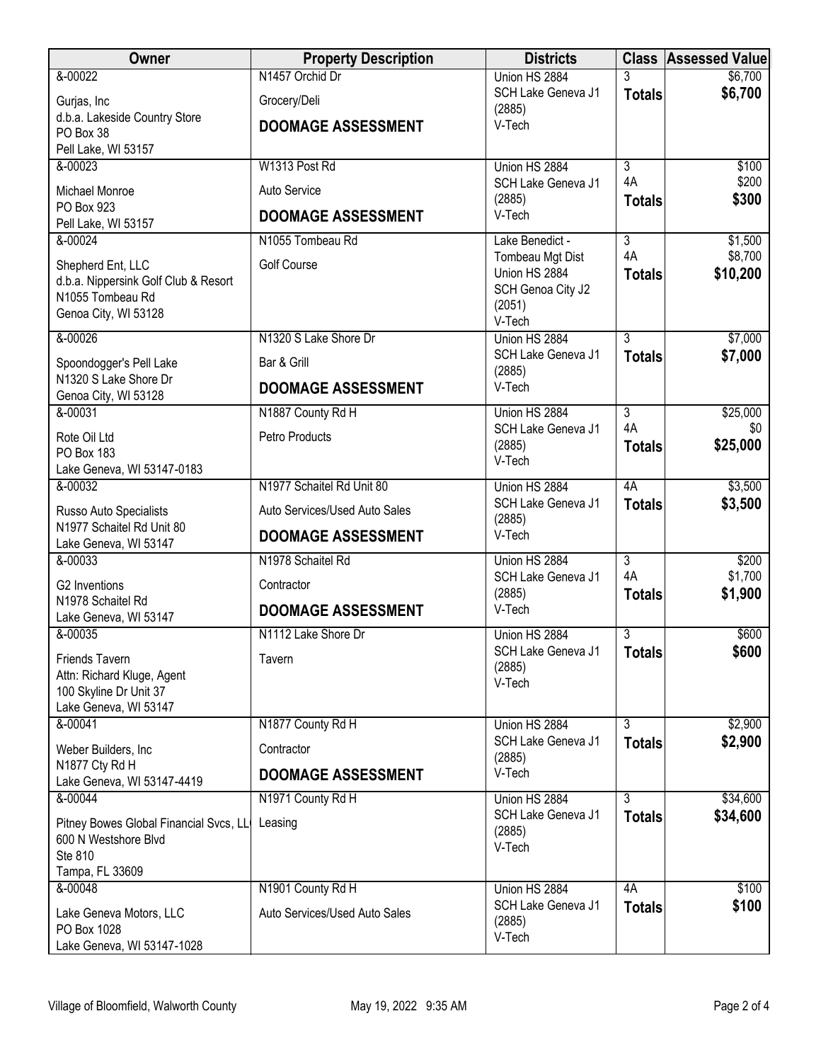| Owner | Property Description | Districts | Class | Assessed Value |
|---|---|---|---|---|
| &-00022<br>Gurjas, Inc<br>d.b.a. Lakeside Country Store<br>PO Box 38<br>Pell Lake, WI 53157 | N1457 Orchid Dr<br>Grocery/Deli<br>**DOOMAGE ASSESSMENT** | Union HS 2884<br>SCH Lake Geneva J1 (2885)<br>V-Tech | 3<br>**Totals** | $6,700<br>**$6,700** |
| &-00023<br>Michael Monroe<br>PO Box 923<br>Pell Lake, WI 53157 | W1313 Post Rd<br>Auto Service<br>**DOOMAGE ASSESSMENT** | Union HS 2884<br>SCH Lake Geneva J1 (2885)<br>V-Tech | 3<br>4A<br>**Totals** | $100<br>$200<br>**$300** |
| &-00024<br>Shepherd Ent, LLC<br>d.b.a. Nippersink Golf Club & Resort<br>N1055 Tombeau Rd<br>Genoa City, WI 53128 | N1055 Tombeau Rd<br>Golf Course | Lake Benedict - Tombeau Mgt Dist<br>Union HS 2884<br>SCH Genoa City J2 (2051)<br>V-Tech | 3<br>4A<br>**Totals** | $1,500<br>$8,700<br>**$10,200** |
| &-00026<br>Spoondogger's Pell Lake<br>N1320 S Lake Shore Dr<br>Genoa City, WI 53128 | N1320 S Lake Shore Dr<br>Bar & Grill<br>**DOOMAGE ASSESSMENT** | Union HS 2884<br>SCH Lake Geneva J1 (2885)<br>V-Tech | 3<br>**Totals** | $7,000<br>**$7,000** |
| &-00031<br>Rote Oil Ltd<br>PO Box 183<br>Lake Geneva, WI 53147-0183 | N1887 County Rd H<br>Petro Products | Union HS 2884<br>SCH Lake Geneva J1 (2885)<br>V-Tech | 3<br>4A<br>**Totals** | $25,000<br>$0<br>**$25,000** |
| &-00032<br>Russo Auto Specialists<br>N1977 Schaitel Rd Unit 80<br>Lake Geneva, WI 53147 | N1977 Schaitel Rd Unit 80<br>Auto Services/Used Auto Sales<br>**DOOMAGE ASSESSMENT** | Union HS 2884<br>SCH Lake Geneva J1 (2885)<br>V-Tech | 4A<br>**Totals** | $3,500<br>**$3,500** |
| &-00033<br>G2 Inventions<br>N1978 Schaitel Rd<br>Lake Geneva, WI 53147 | N1978 Schaitel Rd<br>Contractor<br>**DOOMAGE ASSESSMENT** | Union HS 2884<br>SCH Lake Geneva J1 (2885)<br>V-Tech | 3<br>4A<br>**Totals** | $200<br>$1,700<br>**$1,900** |
| &-00035<br>Friends Tavern<br>Attn: Richard Kluge, Agent<br>100 Skyline Dr Unit 37<br>Lake Geneva, WI 53147 | N1112 Lake Shore Dr<br>Tavern | Union HS 2884<br>SCH Lake Geneva J1 (2885)<br>V-Tech | 3<br>**Totals** | $600<br>**$600** |
| &-00041<br>Weber Builders, Inc<br>N1877 Cty Rd H<br>Lake Geneva, WI 53147-4419 | N1877 County Rd H<br>Contractor<br>**DOOMAGE ASSESSMENT** | Union HS 2884<br>SCH Lake Geneva J1 (2885)<br>V-Tech | 3<br>**Totals** | $2,900<br>**$2,900** |
| &-00044<br>Pitney Bowes Global Financial Svcs, LL<br>600 N Westshore Blvd<br>Ste 810<br>Tampa, FL 33609 | N1971 County Rd H<br>Leasing | Union HS 2884<br>SCH Lake Geneva J1 (2885)<br>V-Tech | 3<br>**Totals** | $34,600<br>**$34,600** |
| &-00048<br>Lake Geneva Motors, LLC<br>PO Box 1028<br>Lake Geneva, WI 53147-1028 | N1901 County Rd H<br>Auto Services/Used Auto Sales | Union HS 2884<br>SCH Lake Geneva J1 (2885)<br>V-Tech | 4A<br>**Totals** | $100<br>**$100** |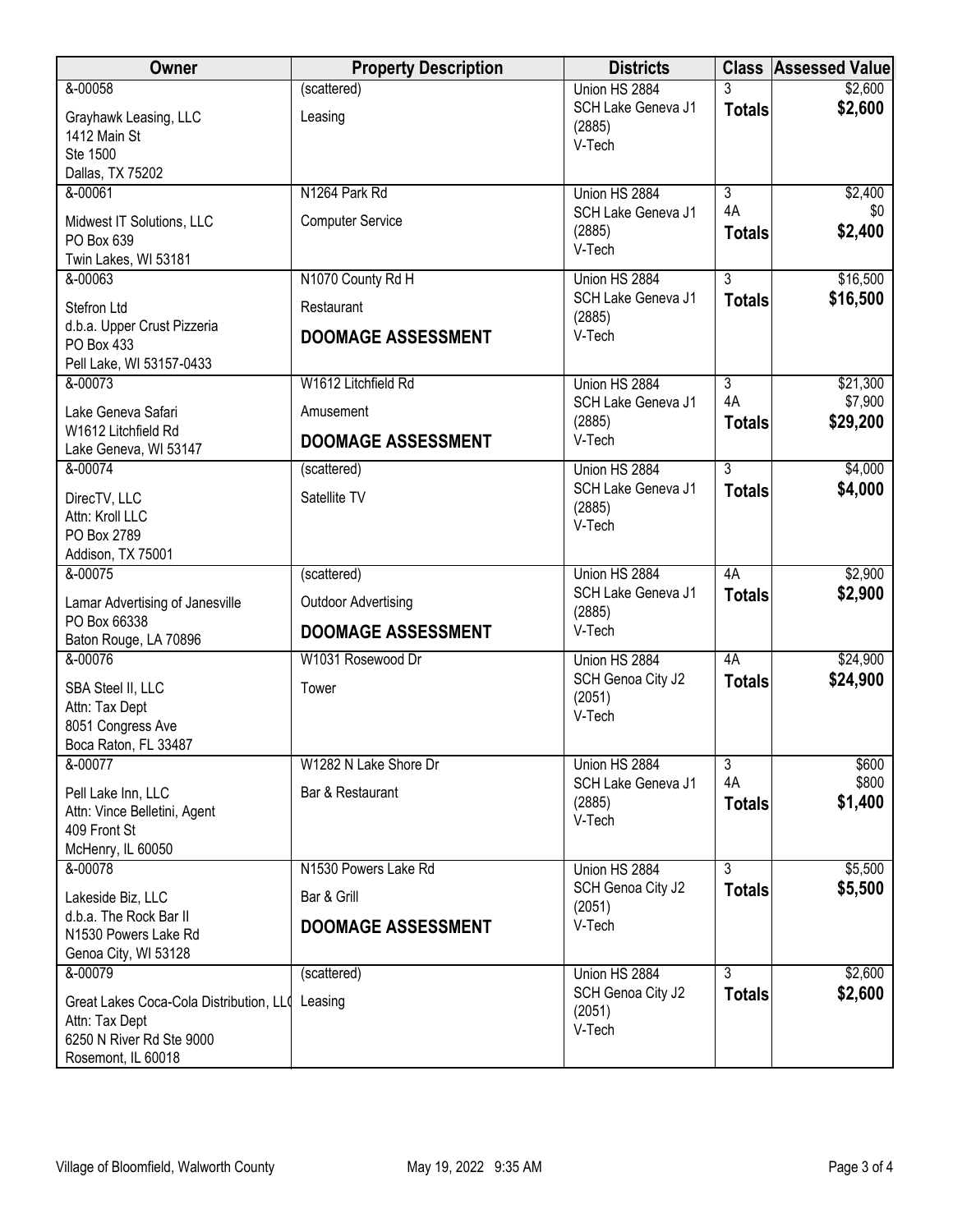| Owner | Property Description | Districts | Class | Assessed Value |
|---|---|---|---|---|
| &-00058<br>Grayhawk Leasing, LLC<br>1412 Main St<br>Ste 1500<br>Dallas, TX 75202 | (scattered)<br>Leasing | Union HS 2884<br>SCH Lake Geneva J1 (2885)<br>V-Tech | 3<br>**Totals** | $2,600<br>**$2,600** |
| &-00061<br>Midwest IT Solutions, LLC<br>PO Box 639<br>Twin Lakes, WI 53181 | N1264 Park Rd<br>Computer Service | Union HS 2884<br>SCH Lake Geneva J1 (2885)<br>V-Tech | 3<br>4A<br>**Totals** | $2,400<br>$0<br>**$2,400** |
| &-00063<br>Stefron Ltd<br>d.b.a. Upper Crust Pizzeria<br>PO Box 433<br>Pell Lake, WI 53157-0433 | N1070 County Rd H<br>Restaurant<br>**DOOMAGE ASSESSMENT** | Union HS 2884<br>SCH Lake Geneva J1 (2885)<br>V-Tech | 3<br>**Totals** | $16,500<br>**$16,500** |
| &-00073<br>Lake Geneva Safari<br>W1612 Litchfield Rd<br>Lake Geneva, WI 53147 | W1612 Litchfield Rd<br>Amusement<br>**DOOMAGE ASSESSMENT** | Union HS 2884<br>SCH Lake Geneva J1 (2885)<br>V-Tech | 3<br>4A<br>**Totals** | $21,300<br>$7,900<br>**$29,200** |
| &-00074<br>DirecTV, LLC<br>Attn: Kroll LLC<br>PO Box 2789<br>Addison, TX 75001 | (scattered)<br>Satellite TV | Union HS 2884<br>SCH Lake Geneva J1 (2885)<br>V-Tech | 3<br>**Totals** | $4,000<br>**$4,000** |
| &-00075<br>Lamar Advertising of Janesville<br>PO Box 66338<br>Baton Rouge, LA 70896 | (scattered)<br>Outdoor Advertising<br>**DOOMAGE ASSESSMENT** | Union HS 2884<br>SCH Lake Geneva J1 (2885)<br>V-Tech | 4A<br>**Totals** | $2,900<br>**$2,900** |
| &-00076<br>SBA Steel II, LLC<br>Attn: Tax Dept<br>8051 Congress Ave<br>Boca Raton, FL 33487 | W1031 Rosewood Dr<br>Tower | Union HS 2884<br>SCH Genoa City J2 (2051)<br>V-Tech | 4A<br>**Totals** | $24,900<br>**$24,900** |
| &-00077<br>Pell Lake Inn, LLC<br>Attn: Vince Belletini, Agent<br>409 Front St<br>McHenry, IL 60050 | W1282 N Lake Shore Dr<br>Bar & Restaurant | Union HS 2884<br>SCH Lake Geneva J1 (2885)<br>V-Tech | 3<br>4A<br>**Totals** | $600<br>$800<br>**$1,400** |
| &-00078<br>Lakeside Biz, LLC<br>d.b.a. The Rock Bar II<br>N1530 Powers Lake Rd<br>Genoa City, WI 53128 | N1530 Powers Lake Rd<br>Bar & Grill<br>**DOOMAGE ASSESSMENT** | Union HS 2884<br>SCH Genoa City J2 (2051)<br>V-Tech | 3<br>**Totals** | $5,500<br>**$5,500** |
| &-00079<br>Great Lakes Coca-Cola Distribution, LLC<br>Attn: Tax Dept<br>6250 N River Rd Ste 9000<br>Rosemont, IL 60018 | (scattered)<br>Leasing | Union HS 2884<br>SCH Genoa City J2 (2051)<br>V-Tech | 3<br>**Totals** | $2,600<br>**$2,600** |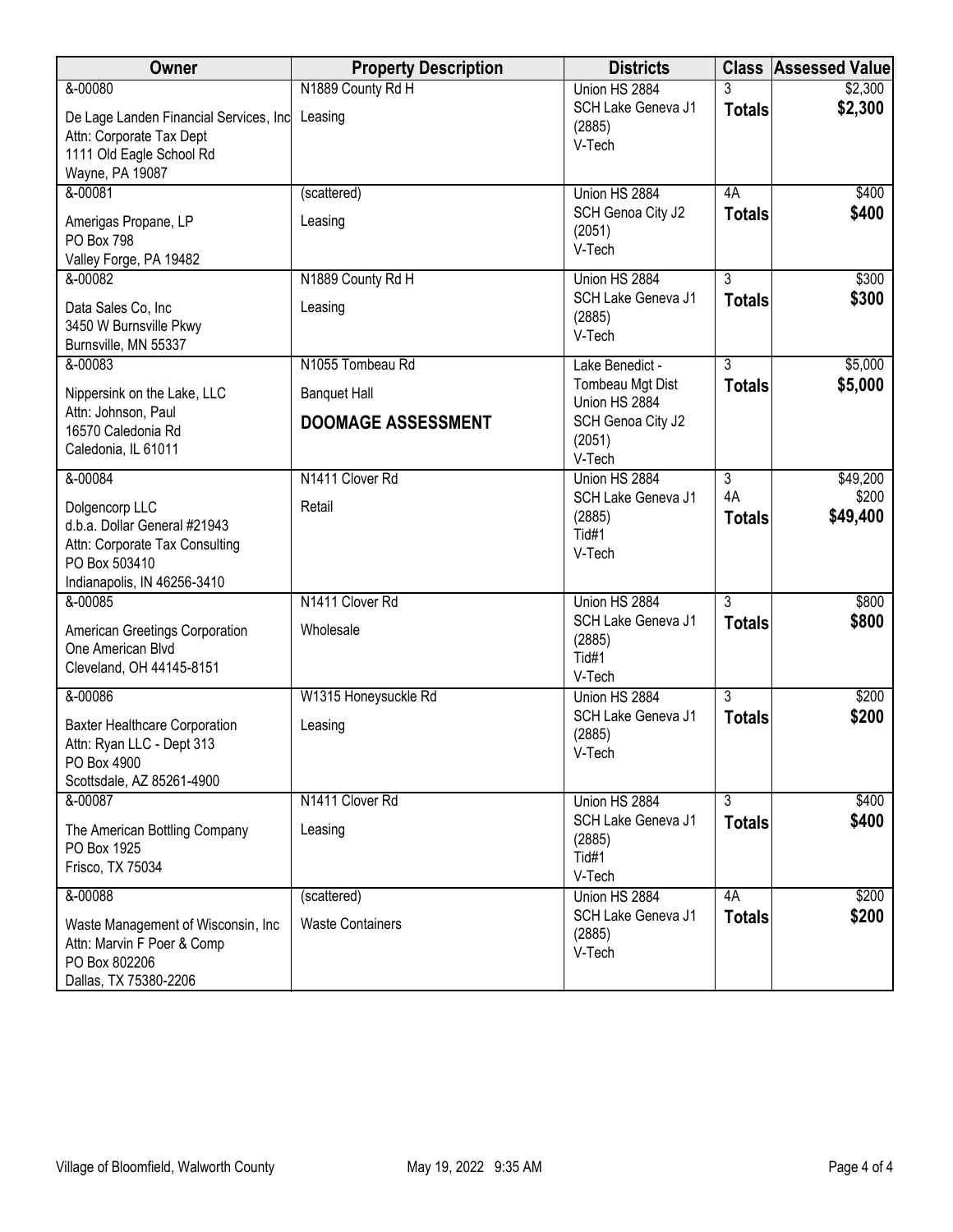| Owner | Property Description | Districts | Class | Assessed Value |
|---|---|---|---|---|
| &-00080<br>De Lage Landen Financial Services, Inc<br>Attn: Corporate Tax Dept<br>1111 Old Eagle School Rd<br>Wayne, PA 19087 | N1889 County Rd H<br>Leasing | Union HS 2884<br>SCH Lake Geneva J1 (2885)<br>V-Tech | 3<br>**Totals** | $2,300<br>**$2,300** |
| &-00081<br>Amerigas Propane, LP<br>PO Box 798<br>Valley Forge, PA 19482 | (scattered)<br>Leasing | Union HS 2884<br>SCH Genoa City J2 (2051)<br>V-Tech | 4A<br>**Totals** | $400<br>**$400** |
| &-00082<br>Data Sales Co, Inc<br>3450 W Burnsville Pkwy<br>Burnsville, MN 55337 | N1889 County Rd H<br>Leasing | Union HS 2884<br>SCH Lake Geneva J1 (2885)<br>V-Tech | 3<br>**Totals** | $300<br>**$300** |
| &-00083<br>Nippersink on the Lake, LLC<br>Attn: Johnson, Paul<br>16570 Caledonia Rd<br>Caledonia, IL 61011 | N1055 Tombeau Rd<br>Banquet Hall<br>**DOOMAGE ASSESSMENT** | Lake Benedict - Tombeau Mgt Dist<br>Union HS 2884<br>SCH Genoa City J2 (2051)<br>V-Tech | 3<br>**Totals** | $5,000<br>**$5,000** |
| &-00084<br>Dolgencorp LLC<br>d.b.a. Dollar General #21943<br>Attn: Corporate Tax Consulting<br>PO Box 503410<br>Indianapolis, IN 46256-3410 | N1411 Clover Rd<br>Retail | Union HS 2884<br>SCH Lake Geneva J1 (2885)<br>Tid#1<br>V-Tech | 3<br>4A<br>**Totals** | $49,200<br>$200<br>**$49,400** |
| &-00085<br>American Greetings Corporation<br>One American Blvd<br>Cleveland, OH 44145-8151 | N1411 Clover Rd<br>Wholesale | Union HS 2884<br>SCH Lake Geneva J1 (2885)<br>Tid#1<br>V-Tech | 3<br>**Totals** | $800<br>**$800** |
| &-00086<br>Baxter Healthcare Corporation<br>Attn: Ryan LLC - Dept 313<br>PO Box 4900<br>Scottsdale, AZ 85261-4900 | W1315 Honeysuckle Rd<br>Leasing | Union HS 2884<br>SCH Lake Geneva J1 (2885)<br>V-Tech | 3<br>**Totals** | $200<br>**$200** |
| &-00087<br>The American Bottling Company<br>PO Box 1925<br>Frisco, TX 75034 | N1411 Clover Rd<br>Leasing | Union HS 2884<br>SCH Lake Geneva J1 (2885)<br>Tid#1<br>V-Tech | 3<br>**Totals** | $400<br>**$400** |
| &-00088<br>Waste Management of Wisconsin, Inc<br>Attn: Marvin F Poer & Comp<br>PO Box 802206<br>Dallas, TX 75380-2206 | (scattered)<br>Waste Containers | Union HS 2884<br>SCH Lake Geneva J1 (2885)<br>V-Tech | 4A<br>**Totals** | $200<br>**$200** |